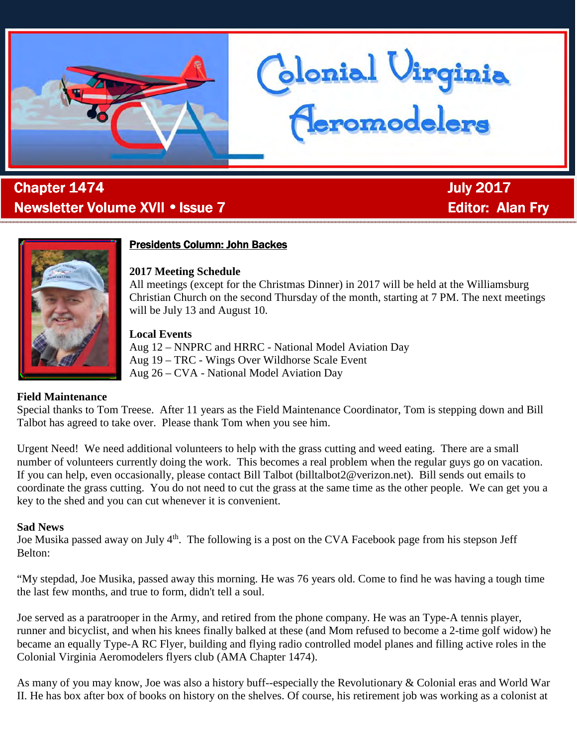# Colonial Virginia Aeromodelers

**Chapter 1474** | **July 2017**
**Newsletter Volume XVII • Issue 7** | **Editor: Alan Fry**

## Presidents Column: John Backes

### 2017 Meeting Schedule

All meetings (except for the Christmas Dinner) in 2017 will be held at the Williamsburg Christian Church on the second Thursday of the month, starting at 7 PM. The next meetings will be July 13 and August 10.

### Local Events

Aug 12 – NNPRC and HRRC - National Model Aviation Day
Aug 19 – TRC - Wings Over Wildhorse Scale Event
Aug 26 – CVA - National Model Aviation Day

### Field Maintenance

Special thanks to Tom Treese. After 11 years as the Field Maintenance Coordinator, Tom is stepping down and Bill Talbot has agreed to take over. Please thank Tom when you see him.

Urgent Need! We need additional volunteers to help with the grass cutting and weed eating. There are a small number of volunteers currently doing the work. This becomes a real problem when the regular guys go on vacation. If you can help, even occasionally, please contact Bill Talbot (billtalbot2@verizon.net). Bill sends out emails to coordinate the grass cutting. You do not need to cut the grass at the same time as the other people. We can get you a key to the shed and you can cut whenever it is convenient.

### Sad News

Joe Musika passed away on July 4th. The following is a post on the CVA Facebook page from his stepson Jeff Belton:

"My stepdad, Joe Musika, passed away this morning. He was 76 years old. Come to find he was having a tough time the last few months, and true to form, didn't tell a soul.

Joe served as a paratrooper in the Army, and retired from the phone company. He was an Type-A tennis player, runner and bicyclist, and when his knees finally balked at these (and Mom refused to become a 2-time golf widow) he became an equally Type-A RC Flyer, building and flying radio controlled model planes and filling active roles in the Colonial Virginia Aeromodelers flyers club (AMA Chapter 1474).

As many of you may know, Joe was also a history buff--especially the Revolutionary & Colonial eras and World War II. He has box after box of books on history on the shelves. Of course, his retirement job was working as a colonist at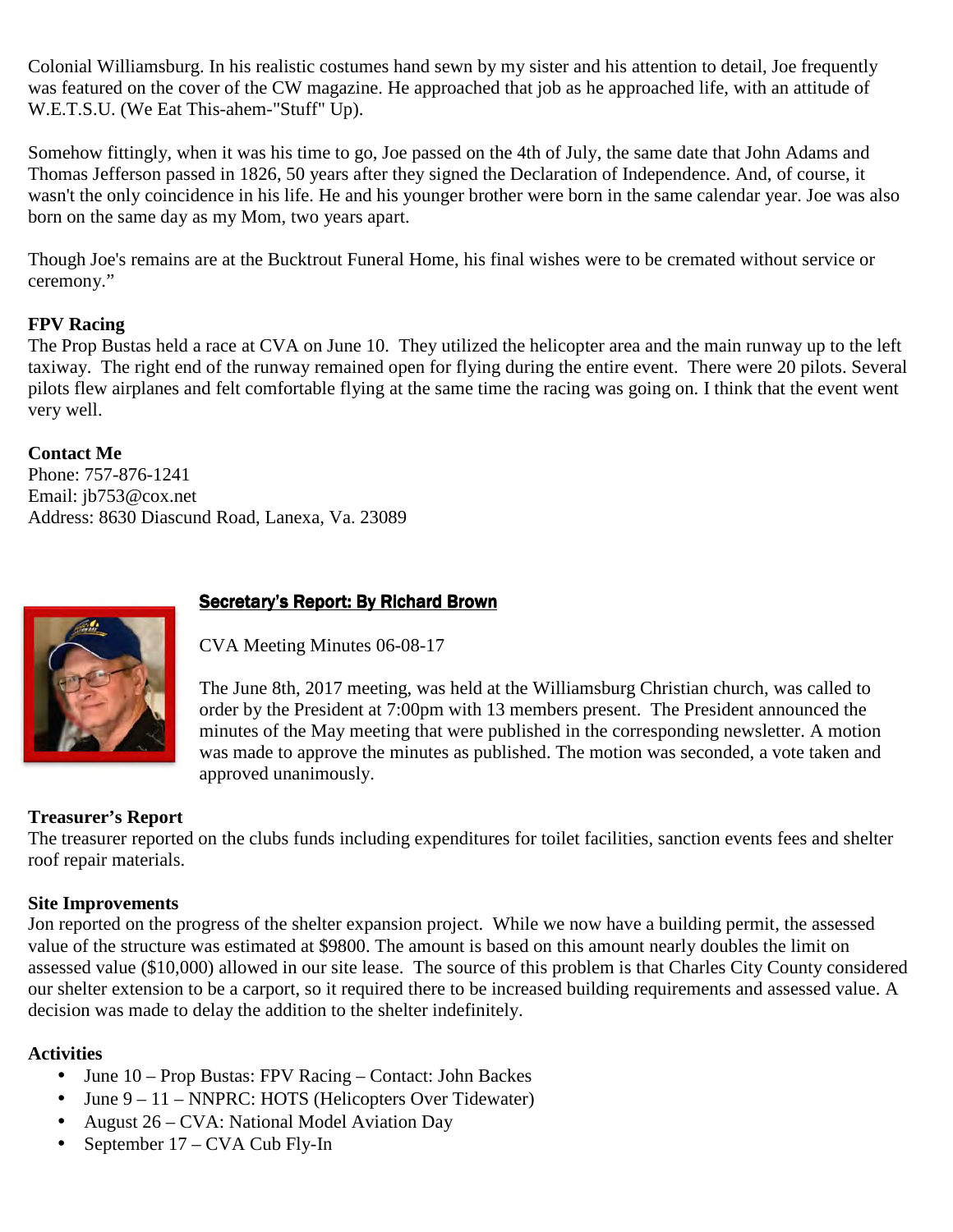Colonial Williamsburg. In his realistic costumes hand sewn by my sister and his attention to detail, Joe frequently was featured on the cover of the CW magazine. He approached that job as he approached life, with an attitude of W.E.T.S.U. (We Eat This-ahem-"Stuff" Up).

Somehow fittingly, when it was his time to go, Joe passed on the 4th of July, the same date that John Adams and Thomas Jefferson passed in 1826, 50 years after they signed the Declaration of Independence. And, of course, it wasn't the only coincidence in his life. He and his younger brother were born in the same calendar year. Joe was also born on the same day as my Mom, two years apart.

Though Joe's remains are at the Bucktrout Funeral Home, his final wishes were to be cremated without service or ceremony."

**FPV Racing**
The Prop Bustas held a race at CVA on June 10. They utilized the helicopter area and the main runway up to the left taxiway. The right end of the runway remained open for flying during the entire event. There were 20 pilots. Several pilots flew airplanes and felt comfortable flying at the same time the racing was going on. I think that the event went very well.

**Contact Me**
Phone: 757-876-1241
Email: jb753@cox.net
Address: 8630 Diascund Road, Lanexa, Va. 23089

## Secretary's Report: By Richard Brown

CVA Meeting Minutes 06-08-17

The June 8th, 2017 meeting, was held at the Williamsburg Christian church, was called to order by the President at 7:00pm with 13 members present. The President announced the minutes of the May meeting that were published in the corresponding newsletter. A motion was made to approve the minutes as published. The motion was seconded, a vote taken and approved unanimously.

**Treasurer's Report**
The treasurer reported on the clubs funds including expenditures for toilet facilities, sanction events fees and shelter roof repair materials.

**Site Improvements**
Jon reported on the progress of the shelter expansion project. While we now have a building permit, the assessed value of the structure was estimated at $9800. The amount is based on this amount nearly doubles the limit on assessed value ($10,000) allowed in our site lease. The source of this problem is that Charles City County considered our shelter extension to be a carport, so it required there to be increased building requirements and assessed value. A decision was made to delay the addition to the shelter indefinitely.

**Activities**

- June 10 – Prop Bustas: FPV Racing – Contact: John Backes
- June 9 – 11 – NNPRC: HOTS (Helicopters Over Tidewater)
- August 26 – CVA: National Model Aviation Day
- September 17 – CVA Cub Fly-In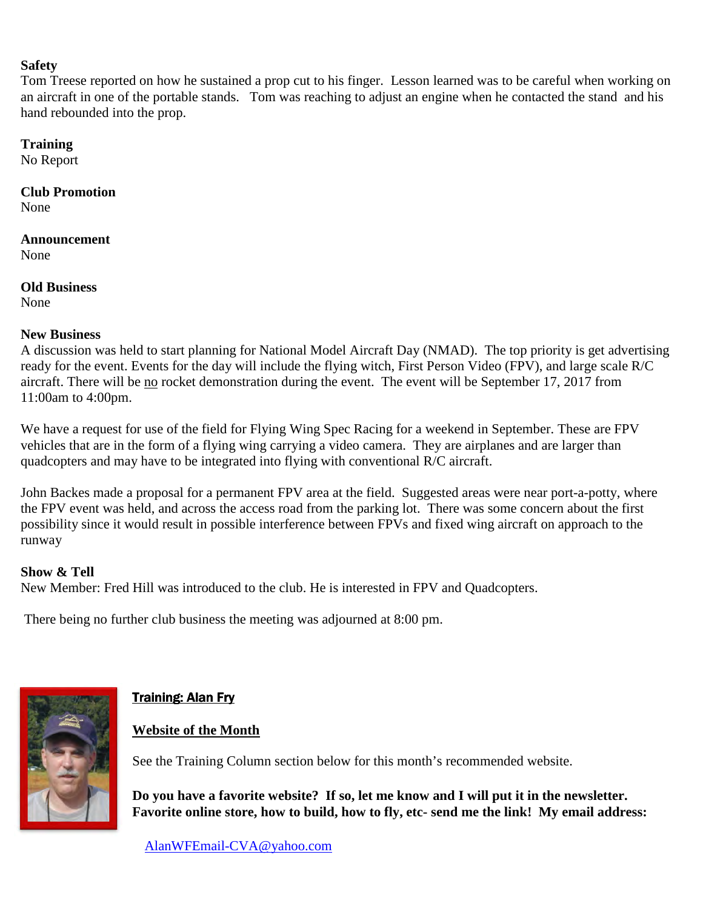**Safety**

Tom Treese reported on how he sustained a prop cut to his finger. Lesson learned was to be careful when working on an aircraft in one of the portable stands. Tom was reaching to adjust an engine when he contacted the stand and his hand rebounded into the prop.

**Training**

No Report

**Club Promotion**

None

**Announcement**

None

**Old Business**

None

**New Business**

A discussion was held to start planning for National Model Aircraft Day (NMAD). The top priority is get advertising ready for the event. Events for the day will include the flying witch, First Person Video (FPV), and large scale R/C aircraft. There will be no rocket demonstration during the event. The event will be September 17, 2017 from 11:00am to 4:00pm.

We have a request for use of the field for Flying Wing Spec Racing for a weekend in September. These are FPV vehicles that are in the form of a flying wing carrying a video camera. They are airplanes and are larger than quadcopters and may have to be integrated into flying with conventional R/C aircraft.

John Backes made a proposal for a permanent FPV area at the field. Suggested areas were near port-a-potty, where the FPV event was held, and across the access road from the parking lot. There was some concern about the first possibility since it would result in possible interference between FPVs and fixed wing aircraft on approach to the runway

**Show & Tell**

New Member: Fred Hill was introduced to the club. He is interested in FPV and Quadcopters.

There being no further club business the meeting was adjourned at 8:00 pm.

## Training: Alan Fry

**Website of the Month**

See the Training Column section below for this month's recommended website.

**Do you have a favorite website? If so, let me know and I will put it in the newsletter. Favorite online store, how to build, how to fly, etc- send me the link! My email address:**

AlanWFEmail-CVA@yahoo.com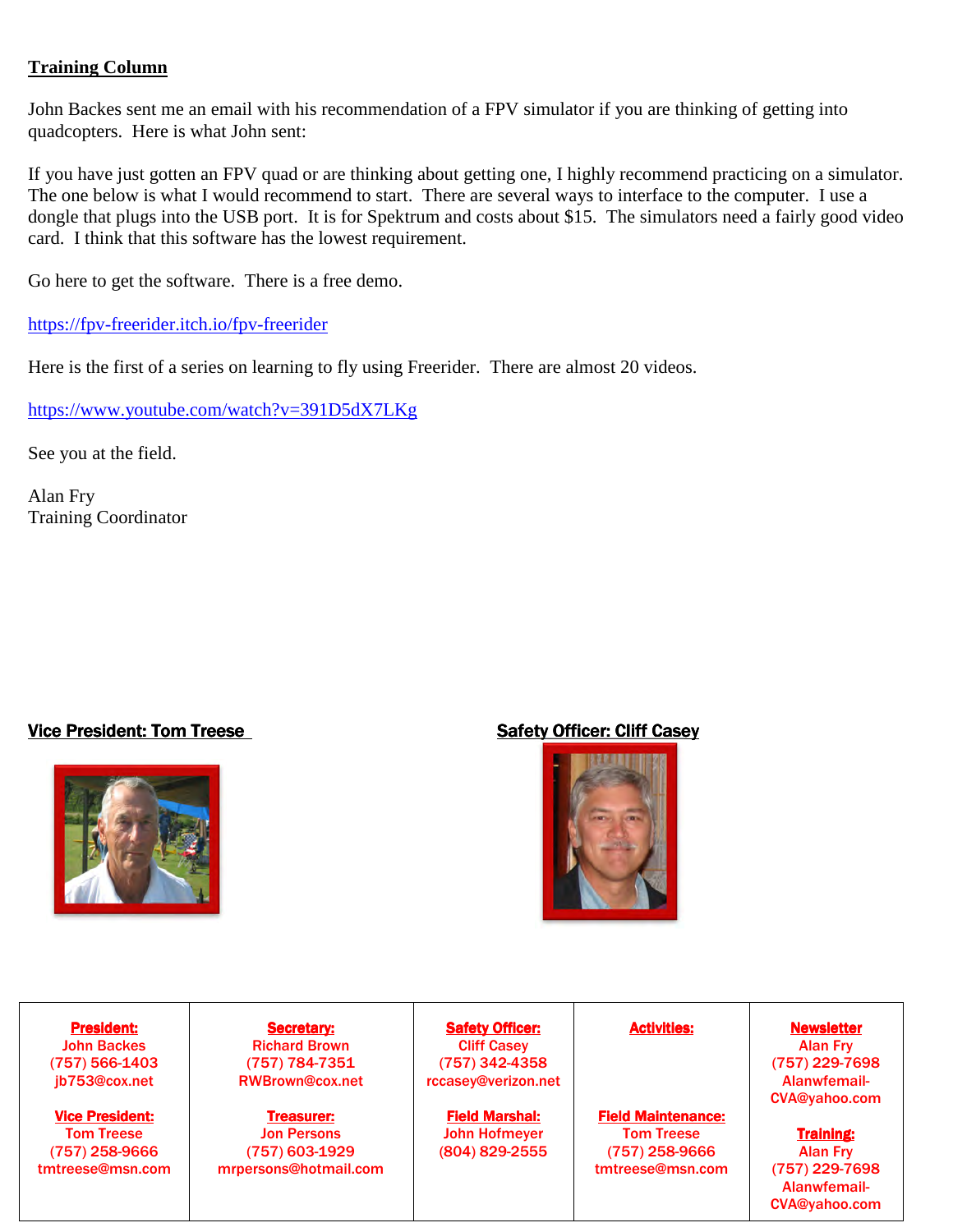**Training Column**

John Backes sent me an email with his recommendation of a FPV simulator if you are thinking of getting into quadcopters. Here is what John sent:

If you have just gotten an FPV quad or are thinking about getting one, I highly recommend practicing on a simulator. The one below is what I would recommend to start. There are several ways to interface to the computer. I use a dongle that plugs into the USB port. It is for Spektrum and costs about $15. The simulators need a fairly good video card. I think that this software has the lowest requirement.

Go here to get the software. There is a free demo.

https://fpv-freerider.itch.io/fpv-freerider

Here is the first of a series on learning to fly using Freerider. There are almost 20 videos.

https://www.youtube.com/watch?v=391D5dX7LKg

See you at the field.

Alan Fry
Training Coordinator

**Vice President: Tom Treese**

**Safety Officer: Cliff Casey**

| | | | | |
|---|---|---|---|---|
| **President:** John Backes (757) 566-1403 jb753@cox.net | **Secretary:** Richard Brown (757) 784-7351 RWBrown@cox.net | **Safety Officer:** Cliff Casey (757) 342-4358 rccasey@verizon.net | **Activities:** | **Newsletter** Alan Fry (757) 229-7698 Alanwfemail-CVA@yahoo.com |
| **Vice President:** Tom Treese (757) 258-9666 tmtreese@msn.com | **Treasurer:** Jon Persons (757) 603-1929 mrpersons@hotmail.com | **Field Marshal:** John Hofmeyer (804) 829-2555 | **Field Maintenance:** Tom Treese (757) 258-9666 tmtreese@msn.com | **Training:** Alan Fry (757) 229-7698 Alanwfemail-CVA@yahoo.com |